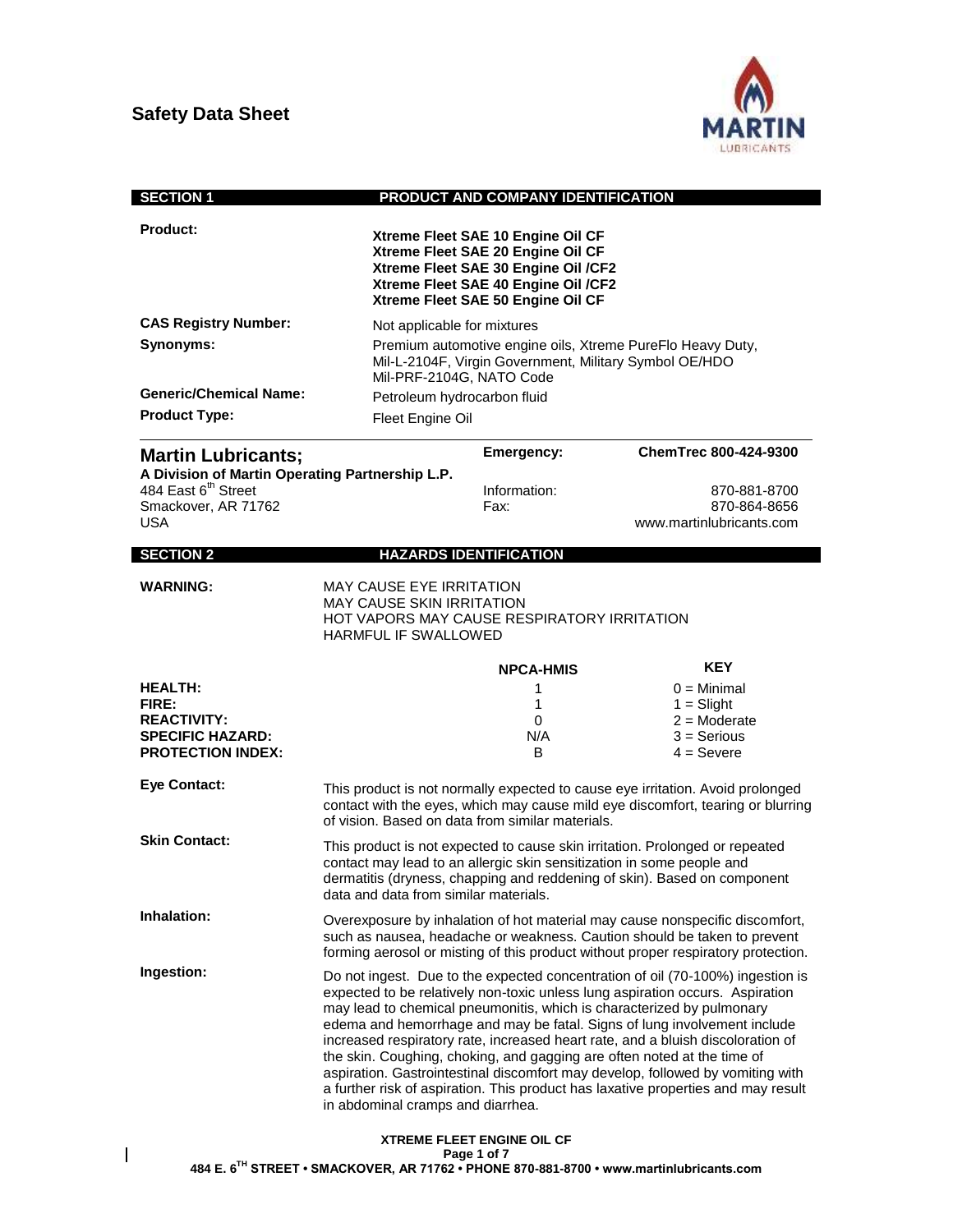# Safety Data Sheet

## SECTION 1 PRODUCT AND COMPANY IDENTIFICATION

**Product:**

**Xtreme Fleet SAE 10 Engine Oil CF**
**Xtreme Fleet SAE 20 Engine Oil CF**
**Xtreme Fleet SAE 30 Engine Oil /CF2**
**Xtreme Fleet SAE 40 Engine Oil /CF2**
**Xtreme Fleet SAE 50 Engine Oil CF**

**CAS Registry Number:** Not applicable for mixtures

**Synonyms:** Premium automotive engine oils, Xtreme PureFlo Heavy Duty, Mil-L-2104F, Virgin Government, Military Symbol OE/HDO Mil-PRF-2104G, NATO Code

**Generic/Chemical Name:** Petroleum hydrocarbon fluid

**Product Type:** Fleet Engine Oil

**Martin Lubricants;**
**A Division of Martin Operating Partnership L.P.**
484 East 6th Street
Smackover, AR 71762
USA

| | |
|---|---|
| **Emergency:** | **ChemTrec 800-424-9300** |
| Information: | 870-881-8700 |
| Fax: | 870-864-8656 |
| | www.martinlubricants.com |

## SECTION 2 HAZARDS IDENTIFICATION

**WARNING:**

MAY CAUSE EYE IRRITATION
MAY CAUSE SKIN IRRITATION
HOT VAPORS MAY CAUSE RESPIRATORY IRRITATION
HARMFUL IF SWALLOWED

| | NPCA-HMIS | KEY |
|---|---|---|
| **HEALTH:** | 1 | 0 = Minimal |
| **FIRE:** | 1 | 1 = Slight |
| **REACTIVITY:** | 0 | 2 = Moderate |
| **SPECIFIC HAZARD:** | N/A | 3 = Serious |
| **PROTECTION INDEX:** | B | 4 = Severe |

**Eye Contact:** This product is not normally expected to cause eye irritation. Avoid prolonged contact with the eyes, which may cause mild eye discomfort, tearing or blurring of vision. Based on data from similar materials.

**Skin Contact:** This product is not expected to cause skin irritation. Prolonged or repeated contact may lead to an allergic skin sensitization in some people and dermatitis (dryness, chapping and reddening of skin). Based on component data and data from similar materials.

**Inhalation:** Overexposure by inhalation of hot material may cause nonspecific discomfort, such as nausea, headache or weakness. Caution should be taken to prevent forming aerosol or misting of this product without proper respiratory protection.

**Ingestion:** Do not ingest. Due to the expected concentration of oil (70-100%) ingestion is expected to be relatively non-toxic unless lung aspiration occurs. Aspiration may lead to chemical pneumonitis, which is characterized by pulmonary edema and hemorrhage and may be fatal. Signs of lung involvement include increased respiratory rate, increased heart rate, and a bluish discoloration of the skin. Coughing, choking, and gagging are often noted at the time of aspiration. Gastrointestinal discomfort may develop, followed by vomiting with a further risk of aspiration. This product has laxative properties and may result in abdominal cramps and diarrhea.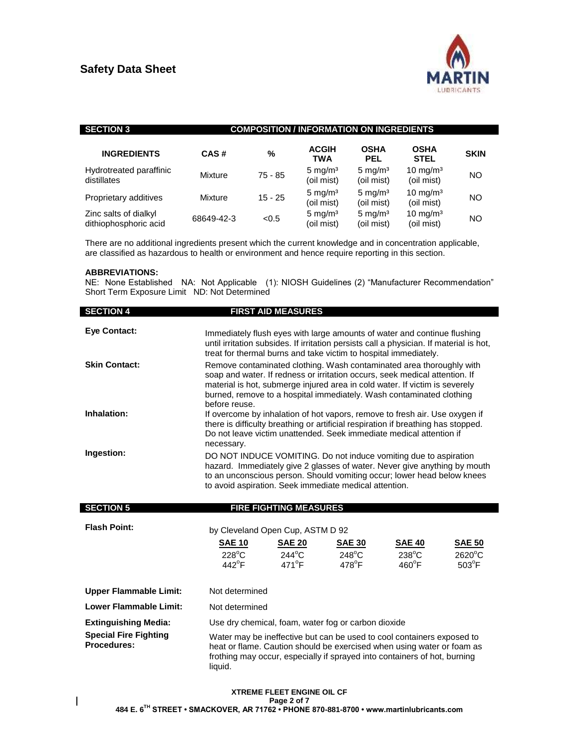## Safety Data Sheet

### SECTION 3 COMPOSITION / INFORMATION ON INGREDIENTS

| INGREDIENTS | CAS # | % | ACGIH TWA | OSHA PEL | OSHA STEL | SKIN |
|---|---|---|---|---|---|---|
| Hydrotreated paraffinic distillates | Mixture | 75 - 85 | 5 mg/m³ (oil mist) | 5 mg/m³ (oil mist) | 10 mg/m³ (oil mist) | NO |
| Proprietary additives | Mixture | 15 - 25 | 5 mg/m³ (oil mist) | 5 mg/m³ (oil mist) | 10 mg/m³ (oil mist) | NO |
| Zinc salts of dialkyl dithiophosphoric acid | 68649-42-3 | <0.5 | 5 mg/m³ (oil mist) | 5 mg/m³ (oil mist) | 10 mg/m³ (oil mist) | NO |

There are no additional ingredients present which the current knowledge and in concentration applicable, are classified as hazardous to health or environment and hence require reporting in this section.

**ABBREVIATIONS:**
NE: None Established NA: Not Applicable (1): NIOSH Guidelines (2) "Manufacturer Recommendation" Short Term Exposure Limit ND: Not Determined

### SECTION 4 FIRST AID MEASURES

**Eye Contact:** Immediately flush eyes with large amounts of water and continue flushing until irritation subsides. If irritation persists call a physician. If material is hot, treat for thermal burns and take victim to hospital immediately.

**Skin Contact:** Remove contaminated clothing. Wash contaminated area thoroughly with soap and water. If redness or irritation occurs, seek medical attention. If material is hot, submerge injured area in cold water. If victim is severely burned, remove to a hospital immediately. Wash contaminated clothing before reuse.

**Inhalation:** If overcome by inhalation of hot vapors, remove to fresh air. Use oxygen if there is difficulty breathing or artificial respiration if breathing has stopped. Do not leave victim unattended. Seek immediate medical attention if necessary.

**Ingestion:** DO NOT INDUCE VOMITING. Do not induce vomiting due to aspiration hazard. Immediately give 2 glasses of water. Never give anything by mouth to an unconscious person. Should vomiting occur; lower head below knees to avoid aspiration. Seek immediate medical attention.

### SECTION 5 FIRE FIGHTING MEASURES

**Flash Point:** by Cleveland Open Cup, ASTM D 92

| SAE 10 | SAE 20 | SAE 30 | SAE 40 | SAE 50 |
|---|---|---|---|---|
| 228°C | 244°C | 248°C | 238°C | 2620°C |
| 442°F | 471°F | 478°F | 460°F | 503°F |

**Upper Flammable Limit:** Not determined

**Lower Flammable Limit:** Not determined

**Extinguishing Media:** Use dry chemical, foam, water fog or carbon dioxide

**Special Fire Fighting Procedures:** Water may be ineffective but can be used to cool containers exposed to heat or flame. Caution should be exercised when using water or foam as frothing may occur, especially if sprayed into containers of hot, burning liquid.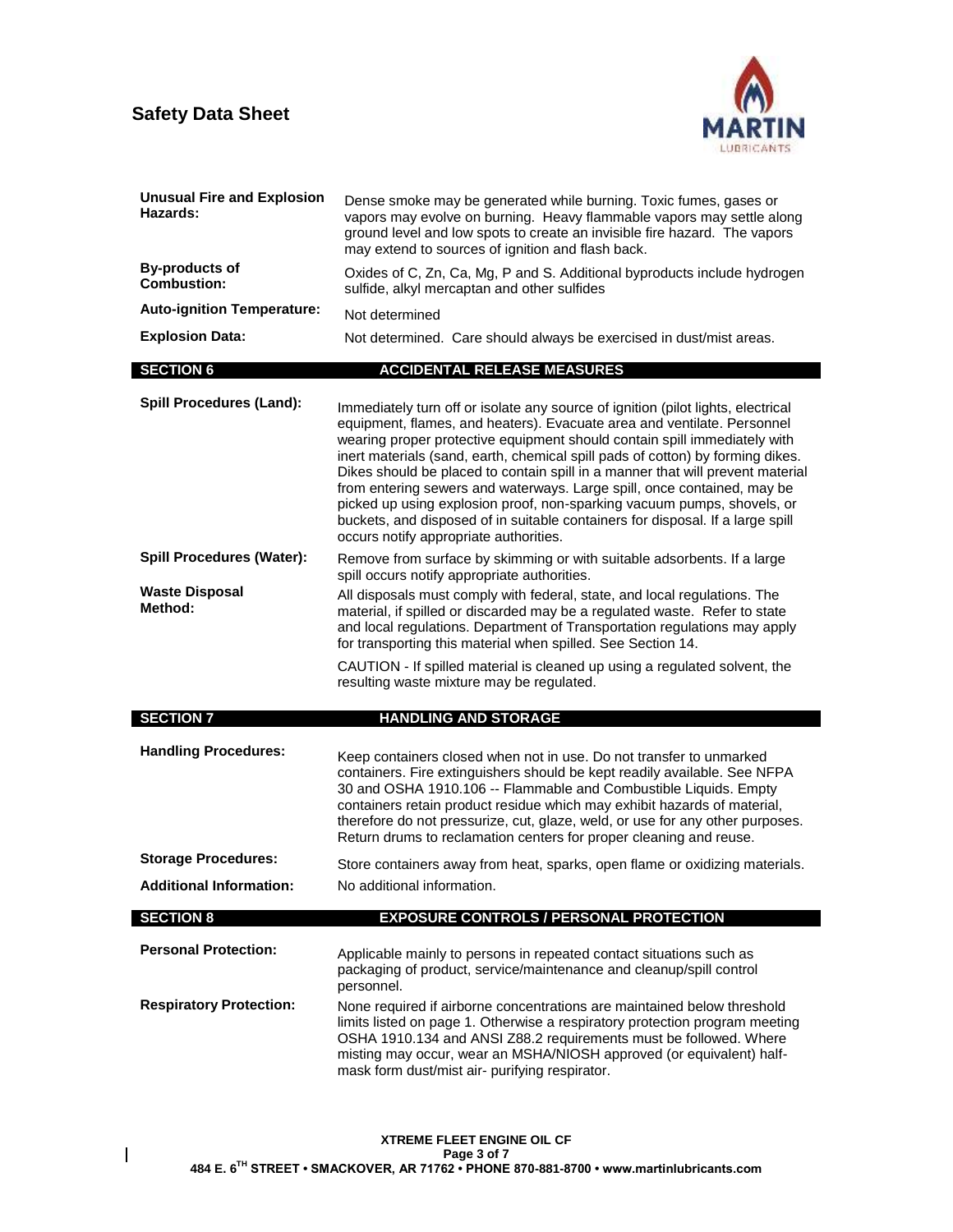| | |
|---|---|
| **Unusual Fire and Explosion Hazards:** | Dense smoke may be generated while burning. Toxic fumes, gases or vapors may evolve on burning. Heavy flammable vapors may settle along ground level and low spots to create an invisible fire hazard. The vapors may extend to sources of ignition and flash back. |
| **By-products of Combustion:** | Oxides of C, Zn, Ca, Mg, P and S. Additional byproducts include hydrogen sulfide, alkyl mercaptan and other sulfides |
| **Auto-ignition Temperature:** | Not determined |
| **Explosion Data:** | Not determined. Care should always be exercised in dust/mist areas. |

## SECTION 6 ACCIDENTAL RELEASE MEASURES

| | |
|---|---|
| **Spill Procedures (Land):** | Immediately turn off or isolate any source of ignition (pilot lights, electrical equipment, flames, and heaters). Evacuate area and ventilate. Personnel wearing proper protective equipment should contain spill immediately with inert materials (sand, earth, chemical spill pads of cotton) by forming dikes. Dikes should be placed to contain spill in a manner that will prevent material from entering sewers and waterways. Large spill, once contained, may be picked up using explosion proof, non-sparking vacuum pumps, shovels, or buckets, and disposed of in suitable containers for disposal. If a large spill occurs notify appropriate authorities. |
| **Spill Procedures (Water):** | Remove from surface by skimming or with suitable adsorbents. If a large spill occurs notify appropriate authorities. |
| **Waste Disposal Method:** | All disposals must comply with federal, state, and local regulations. The material, if spilled or discarded may be a regulated waste. Refer to state and local regulations. Department of Transportation regulations may apply for transporting this material when spilled. See Section 14.<br><br>CAUTION - If spilled material is cleaned up using a regulated solvent, the resulting waste mixture may be regulated. |

## SECTION 7 HANDLING AND STORAGE

| | |
|---|---|
| **Handling Procedures:** | Keep containers closed when not in use. Do not transfer to unmarked containers. Fire extinguishers should be kept readily available. See NFPA 30 and OSHA 1910.106 -- Flammable and Combustible Liquids. Empty containers retain product residue which may exhibit hazards of material, therefore do not pressurize, cut, glaze, weld, or use for any other purposes. Return drums to reclamation centers for proper cleaning and reuse. |
| **Storage Procedures:** | Store containers away from heat, sparks, open flame or oxidizing materials. |
| **Additional Information:** | No additional information. |

## SECTION 8 EXPOSURE CONTROLS / PERSONAL PROTECTION

| | |
|---|---|
| **Personal Protection:** | Applicable mainly to persons in repeated contact situations such as packaging of product, service/maintenance and cleanup/spill control personnel. |
| **Respiratory Protection:** | None required if airborne concentrations are maintained below threshold limits listed on page 1. Otherwise a respiratory protection program meeting OSHA 1910.134 and ANSI Z88.2 requirements must be followed. Where misting may occur, wear an MSHA/NIOSH approved (or equivalent) half-mask form dust/mist air- purifying respirator. |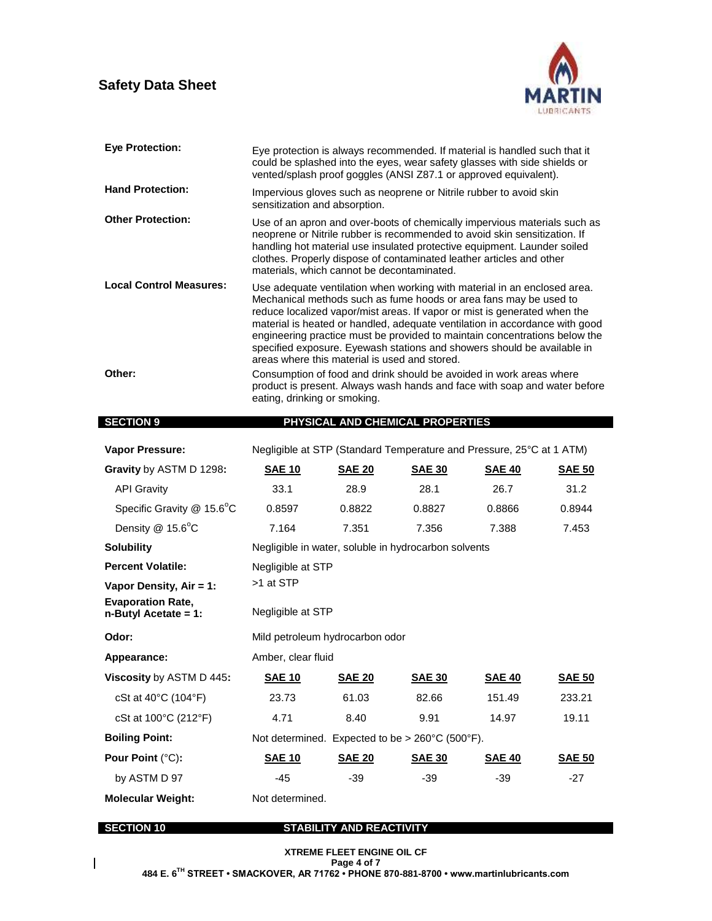| | |
|---|---|
| **Eye Protection:** | Eye protection is always recommended. If material is handled such that it could be splashed into the eyes, wear safety glasses with side shields or vented/splash proof goggles (ANSI Z87.1 or approved equivalent). |
| **Hand Protection:** | Impervious gloves such as neoprene or Nitrile rubber to avoid skin sensitization and absorption. |
| **Other Protection:** | Use of an apron and over-boots of chemically impervious materials such as neoprene or Nitrile rubber is recommended to avoid skin sensitization. If handling hot material use insulated protective equipment. Launder soiled clothes. Properly dispose of contaminated leather articles and other materials, which cannot be decontaminated. |
| **Local Control Measures:** | Use adequate ventilation when working with material in an enclosed area. Mechanical methods such as fume hoods or area fans may be used to reduce localized vapor/mist areas. If vapor or mist is generated when the material is heated or handled, adequate ventilation in accordance with good engineering practice must be provided to maintain concentrations below the specified exposure. Eyewash stations and showers should be available in areas where this material is used and stored. |
| **Other:** | Consumption of food and drink should be avoided in work areas where product is present. Always wash hands and face with soap and water before eating, drinking or smoking. |

## SECTION 9 PHYSICAL AND CHEMICAL PROPERTIES

**Vapor Pressure:** Negligible at STP (Standard Temperature and Pressure, 25°C at 1 ATM)

| **Gravity** by ASTM D 1298**:** | **SAE 10** | **SAE 20** | **SAE 30** | **SAE 40** | **SAE 50** |
|---|---|---|---|---|---|
| API Gravity | 33.1 | 28.9 | 28.1 | 26.7 | 31.2 |
| Specific Gravity @ 15.6°C | 0.8597 | 0.8822 | 0.8827 | 0.8866 | 0.8944 |
| Density @ 15.6°C | 7.164 | 7.351 | 7.356 | 7.388 | 7.453 |

**Solubility:** Negligible in water, soluble in hydrocarbon solvents

**Percent Volatile:** Negligible at STP

**Vapor Density, Air = 1:** >1 at STP

**Evaporation Rate, n-Butyl Acetate = 1:** Negligible at STP

**Odor:** Mild petroleum hydrocarbon odor

**Appearance:** Amber, clear fluid

| **Viscosity** by ASTM D 445**:** | **SAE 10** | **SAE 20** | **SAE 30** | **SAE 40** | **SAE 50** |
|---|---|---|---|---|---|
| cSt at 40°C (104°F) | 23.73 | 61.03 | 82.66 | 151.49 | 233.21 |
| cSt at 100°C (212°F) | 4.71 | 8.40 | 9.91 | 14.97 | 19.11 |

**Boiling Point:** Not determined. Expected to be > 260°C (500°F).

| **Pour Point** (°C)**:** | **SAE 10** | **SAE 20** | **SAE 30** | **SAE 40** | **SAE 50** |
|---|---|---|---|---|---|
| by ASTM D 97 | -45 | -39 | -39 | -39 | -27 |

**Molecular Weight:** Not determined.

## SECTION 10 STABILITY AND REACTIVITY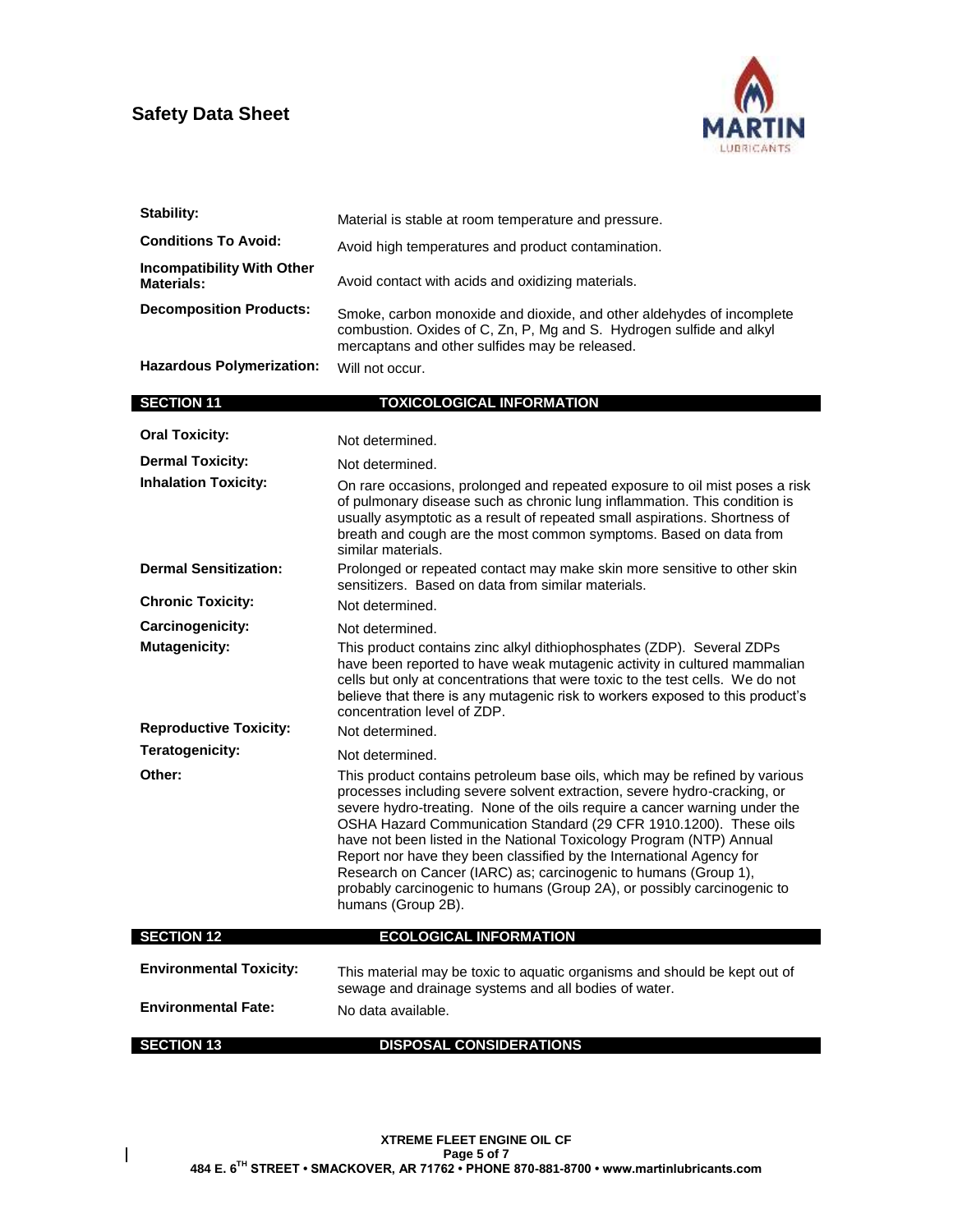**Stability:** Material is stable at room temperature and pressure.

**Conditions To Avoid:** Avoid high temperatures and product contamination.

**Incompatibility With Other Materials:** Avoid contact with acids and oxidizing materials.

**Decomposition Products:** Smoke, carbon monoxide and dioxide, and other aldehydes of incomplete combustion. Oxides of C, Zn, P, Mg and S. Hydrogen sulfide and alkyl mercaptans and other sulfides may be released.

**Hazardous Polymerization:** Will not occur.

## SECTION 11 TOXICOLOGICAL INFORMATION

**Oral Toxicity:** Not determined.

**Dermal Toxicity:** Not determined.

**Inhalation Toxicity:** On rare occasions, prolonged and repeated exposure to oil mist poses a risk of pulmonary disease such as chronic lung inflammation. This condition is usually asymptotic as a result of repeated small aspirations. Shortness of breath and cough are the most common symptoms. Based on data from similar materials.

**Dermal Sensitization:** Prolonged or repeated contact may make skin more sensitive to other skin sensitizers. Based on data from similar materials.

**Chronic Toxicity:** Not determined.

**Carcinogenicity:** Not determined.

**Mutagenicity:** This product contains zinc alkyl dithiophosphates (ZDP). Several ZDPs have been reported to have weak mutagenic activity in cultured mammalian cells but only at concentrations that were toxic to the test cells. We do not believe that there is any mutagenic risk to workers exposed to this product's concentration level of ZDP.

**Reproductive Toxicity:** Not determined.

**Teratogenicity:** Not determined.

**Other:** This product contains petroleum base oils, which may be refined by various processes including severe solvent extraction, severe hydro-cracking, or severe hydro-treating. None of the oils require a cancer warning under the OSHA Hazard Communication Standard (29 CFR 1910.1200). These oils have not been listed in the National Toxicology Program (NTP) Annual Report nor have they been classified by the International Agency for Research on Cancer (IARC) as; carcinogenic to humans (Group 1), probably carcinogenic to humans (Group 2A), or possibly carcinogenic to humans (Group 2B).

## SECTION 12 ECOLOGICAL INFORMATION

**Environmental Toxicity:** This material may be toxic to aquatic organisms and should be kept out of sewage and drainage systems and all bodies of water.

**Environmental Fate:** No data available.

## SECTION 13 DISPOSAL CONSIDERATIONS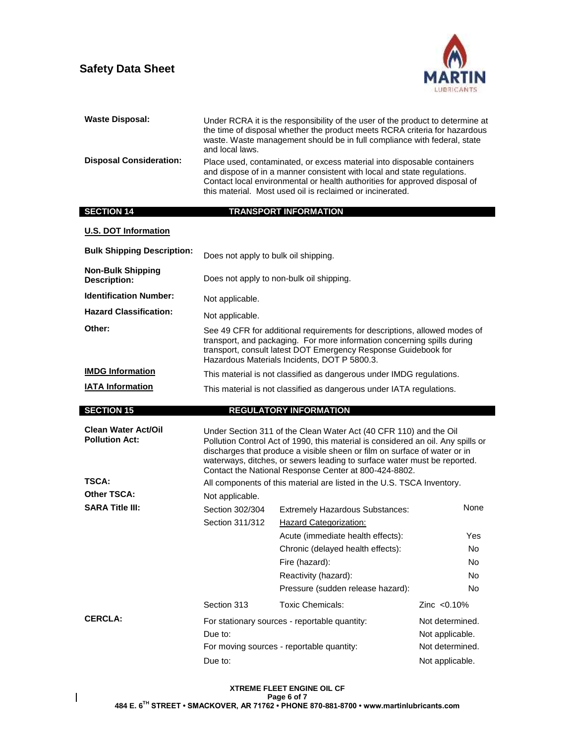**Waste Disposal:** Under RCRA it is the responsibility of the user of the product to determine at the time of disposal whether the product meets RCRA criteria for hazardous waste. Waste management should be in full compliance with federal, state and local laws.

**Disposal Consideration:** Place used, contaminated, or excess material into disposable containers and dispose of in a manner consistent with local and state regulations. Contact local environmental or health authorities for approved disposal of this material. Most used oil is reclaimed or incinerated.

## SECTION 14 TRANSPORT INFORMATION

**U.S. DOT Information**

**Bulk Shipping Description:** Does not apply to bulk oil shipping.

**Non-Bulk Shipping Description:** Does not apply to non-bulk oil shipping.

**Identification Number:** Not applicable.

**Hazard Classification:** Not applicable.

**Other:** See 49 CFR for additional requirements for descriptions, allowed modes of transport, and packaging. For more information concerning spills during transport, consult latest DOT Emergency Response Guidebook for Hazardous Materials Incidents, DOT P 5800.3.

**IMDG Information** This material is not classified as dangerous under IMDG regulations.

**IATA Information** This material is not classified as dangerous under IATA regulations.

## SECTION 15 REGULATORY INFORMATION

**Clean Water Act/Oil Pollution Act:** Under Section 311 of the Clean Water Act (40 CFR 110) and the Oil Pollution Control Act of 1990, this material is considered an oil. Any spills or discharges that produce a visible sheen or film on surface of water or in waterways, ditches, or sewers leading to surface water must be reported. Contact the National Response Center at 800-424-8802.

**TSCA:** All components of this material are listed in the U.S. TSCA Inventory.

**Other TSCA:** Not applicable.

**SARA Title III:**

| Section | Item | Value |
|---|---|---|
| Section 302/304 | Extremely Hazardous Substances: | None |
| Section 311/312 | Hazard Categorization: | |
| | Acute (immediate health effects): | Yes |
| | Chronic (delayed health effects): | No |
| | Fire (hazard): | No |
| | Reactivity (hazard): | No |
| | Pressure (sudden release hazard): | No |
| Section 313 | Toxic Chemicals: | Zinc <0.10% |

**CERCLA:**

| Item | Value |
|---|---|
| For stationary sources - reportable quantity: | Not determined. |
| Due to: | Not applicable. |
| For moving sources - reportable quantity: | Not determined. |
| Due to: | Not applicable. |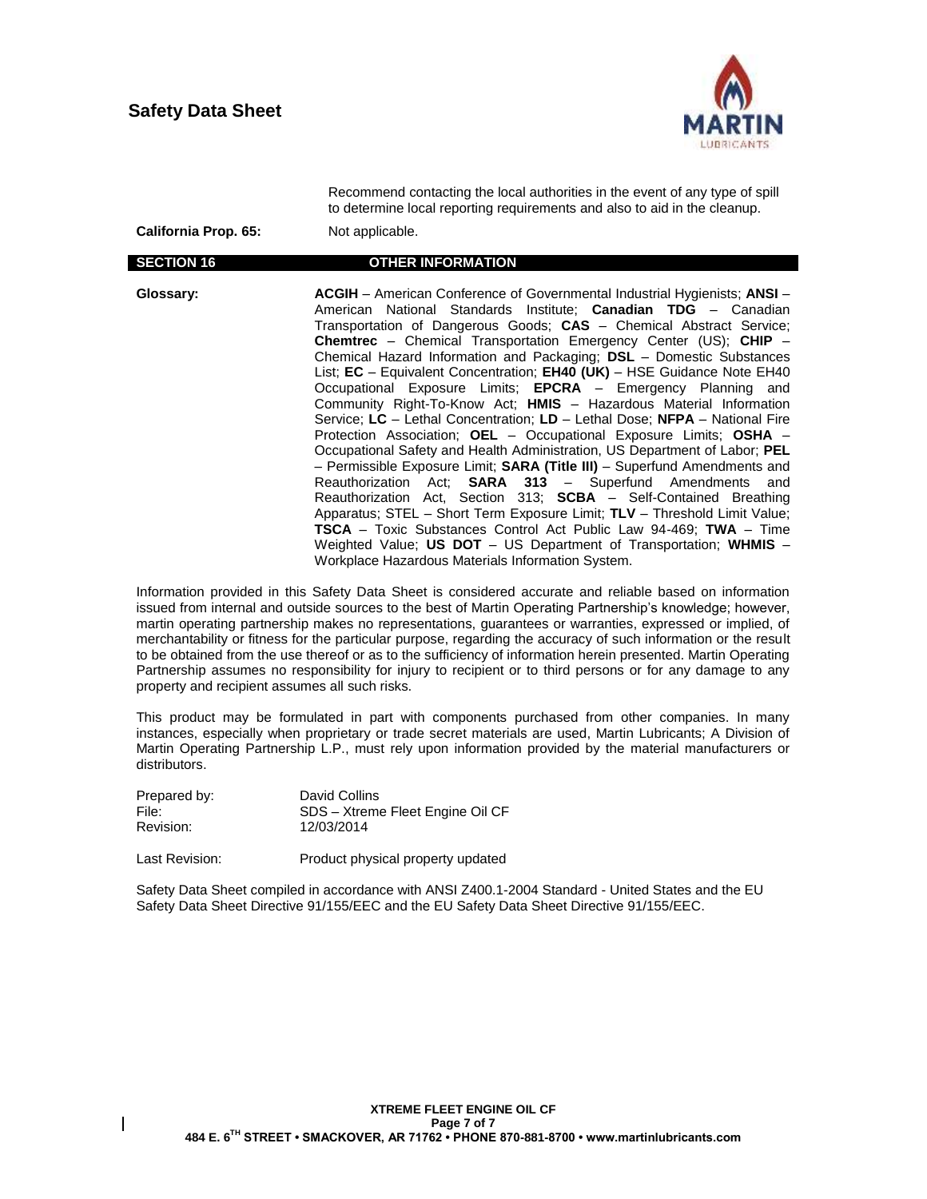Recommend contacting the local authorities in the event of any type of spill to determine local reporting requirements and also to aid in the cleanup.

**California Prop. 65:** Not applicable.

## SECTION 16 OTHER INFORMATION

**Glossary:** **ACGIH** – American Conference of Governmental Industrial Hygienists; **ANSI** – American National Standards Institute; **Canadian TDG** – Canadian Transportation of Dangerous Goods; **CAS** – Chemical Abstract Service; **Chemtrec** – Chemical Transportation Emergency Center (US); **CHIP** – Chemical Hazard Information and Packaging; **DSL** – Domestic Substances List; **EC** – Equivalent Concentration; **EH40 (UK)** – HSE Guidance Note EH40 Occupational Exposure Limits; **EPCRA** – Emergency Planning and Community Right-To-Know Act; **HMIS** – Hazardous Material Information Service; **LC** – Lethal Concentration; **LD** – Lethal Dose; **NFPA** – National Fire Protection Association; **OEL** – Occupational Exposure Limits; **OSHA** – Occupational Safety and Health Administration, US Department of Labor; **PEL** – Permissible Exposure Limit; **SARA (Title III)** – Superfund Amendments and Reauthorization Act; **SARA 313** – Superfund Amendments and Reauthorization Act, Section 313; **SCBA** – Self-Contained Breathing Apparatus; STEL – Short Term Exposure Limit; **TLV** – Threshold Limit Value; **TSCA** – Toxic Substances Control Act Public Law 94-469; **TWA** – Time Weighted Value; **US DOT** – US Department of Transportation; **WHMIS** – Workplace Hazardous Materials Information System.

Information provided in this Safety Data Sheet is considered accurate and reliable based on information issued from internal and outside sources to the best of Martin Operating Partnership's knowledge; however, martin operating partnership makes no representations, guarantees or warranties, expressed or implied, of merchantability or fitness for the particular purpose, regarding the accuracy of such information or the result to be obtained from the use thereof or as to the sufficiency of information herein presented. Martin Operating Partnership assumes no responsibility for injury to recipient or to third persons or for any damage to any property and recipient assumes all such risks.

This product may be formulated in part with components purchased from other companies. In many instances, especially when proprietary or trade secret materials are used, Martin Lubricants; A Division of Martin Operating Partnership L.P., must rely upon information provided by the material manufacturers or distributors.

Prepared by: David Collins
File: SDS – Xtreme Fleet Engine Oil CF
Revision: 12/03/2014

Last Revision: Product physical property updated

Safety Data Sheet compiled in accordance with ANSI Z400.1-2004 Standard - United States and the EU Safety Data Sheet Directive 91/155/EEC and the EU Safety Data Sheet Directive 91/155/EEC.